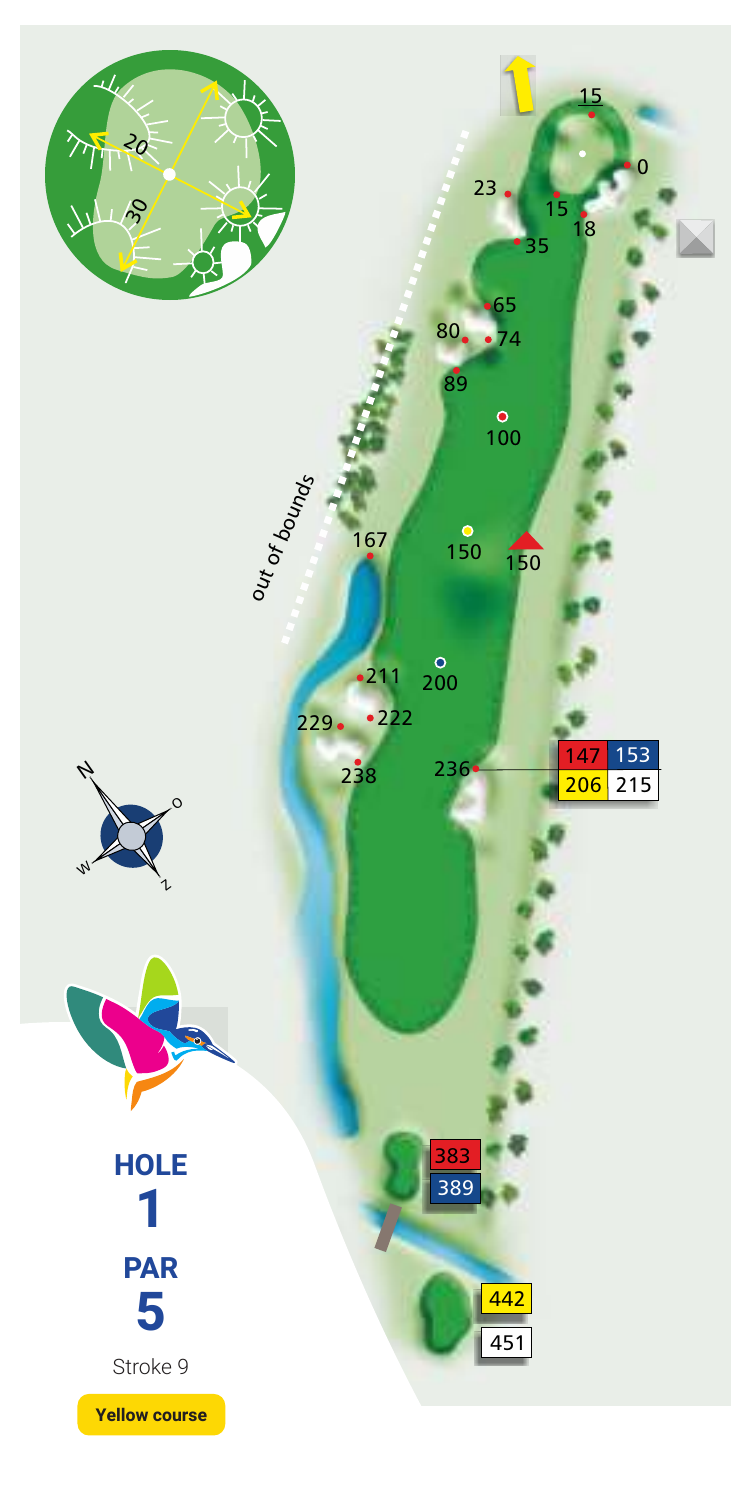# HOLE 1

## PAR 5

Stroke 9

**Yellow course**

out of bounds

| | |
|---|---|
| 383 | 389 |
| 442 | 451 |

| | |
|---|---|
| 147 | 153 |
| 206 | 215 |

0 · 15 · 15 · 18 · 23 · 35 · 65 · 74 · 80 · 89 · 100 · 150 · 150 · 167 · 200 · 211 · 222 · 229 · 236 · 238

20 · 30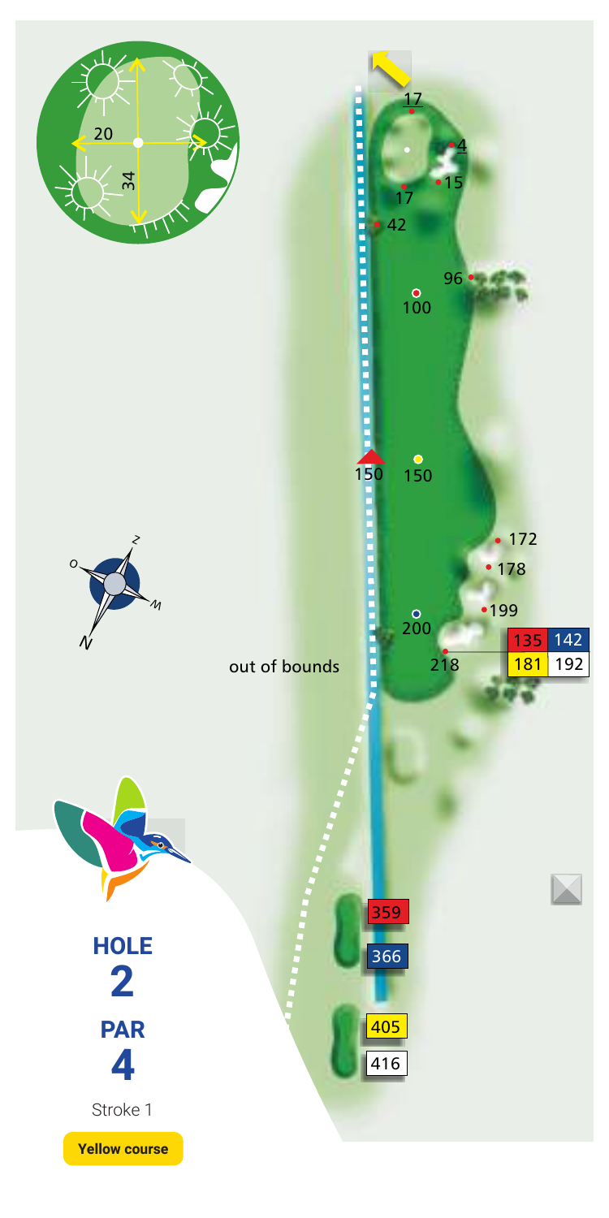# HOLE 2

## PAR 4

Stroke 1

**Yellow course**

| Tee | Distance |
| --- | --- |
| Red | 359 |
| Blue | 366 |
| Yellow | 405 |
| White | 416 |

out of bounds

| 135 | 142 |
| --- | --- |
| 181 | 192 |

Green: 20 × 34

Distance markers: 17, 4, 15, 17, 42, 96, 100, 150, 150, 172, 178, 199, 200, 218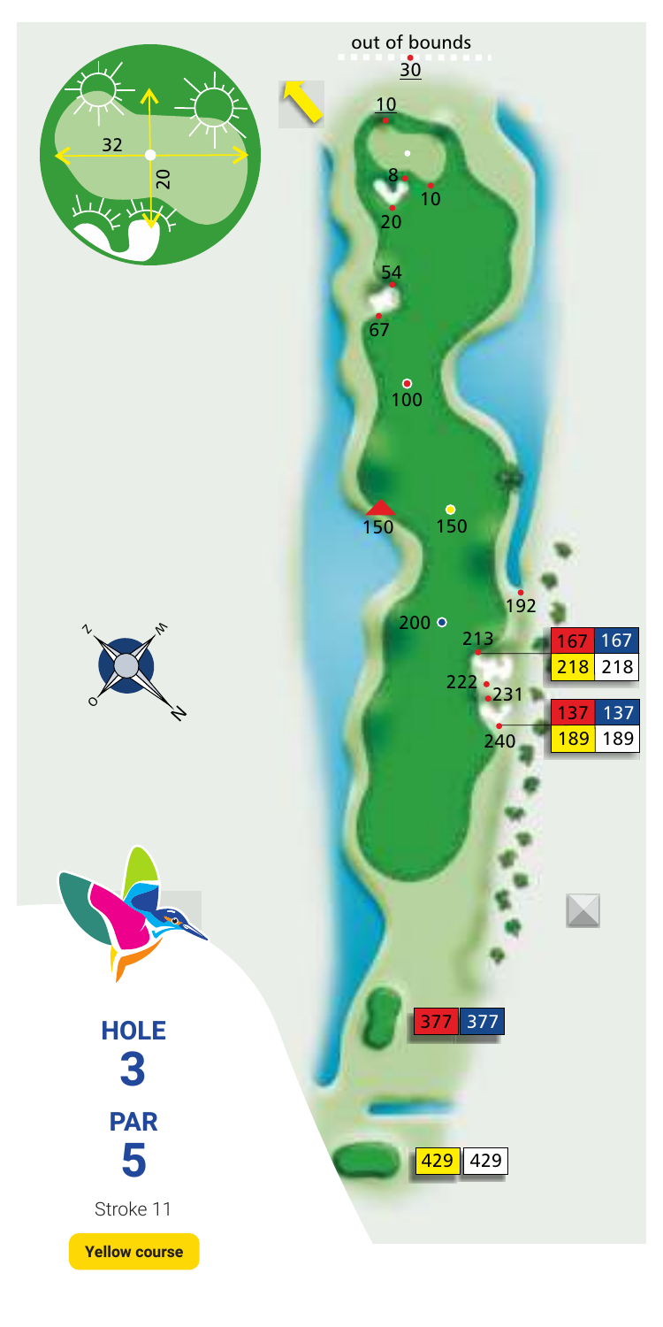# HOLE 3

## PAR 5

Stroke 11

**Yellow course**

out of bounds

30

10

8

10

20

54

67

100

150

150

192

200

213

222

231

240

| 167 | 167 |
|---|---|
| 218 | 218 |

| 137 | 137 |
|---|---|
| 189 | 189 |

| 377 | 377 |
|---|---|

| 429 | 429 |
|---|---|

32

20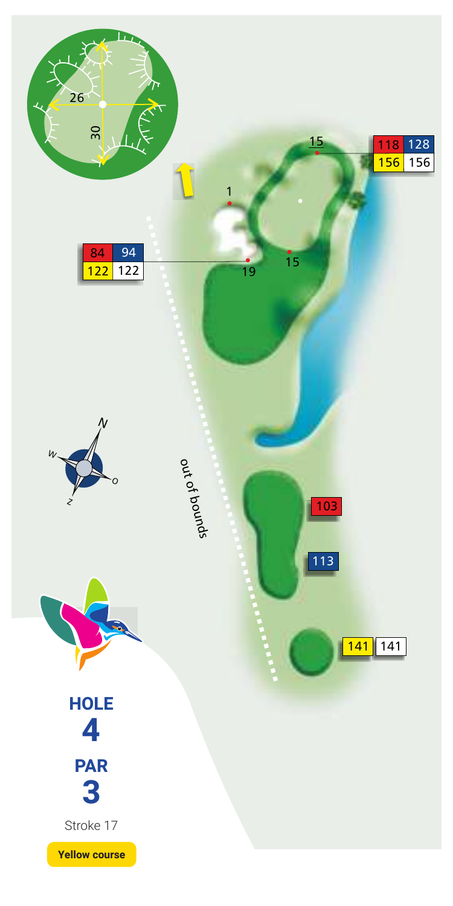# HOLE 4

## PAR 3

Stroke 17

**Yellow course**

| 84 | 94 |
|---|---|
| 122 | 122 |

| 118 | 128 |
|---|---|
| 156 | 156 |

out of bounds

103

113

141 | 141

26

30

1

19

15

15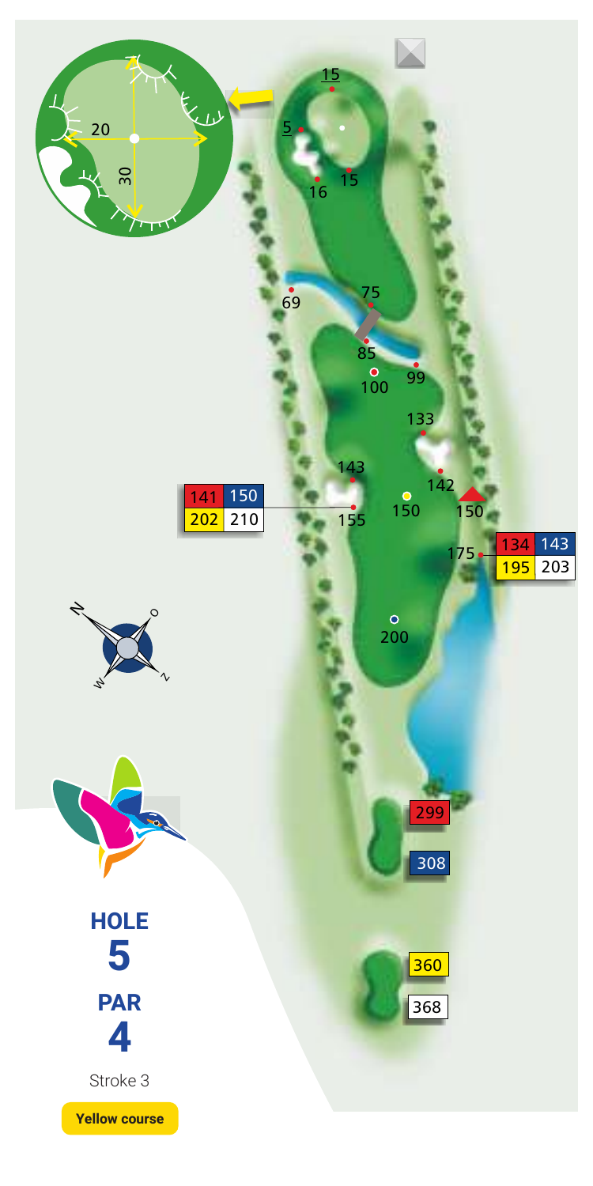# HOLE 5

## PAR 4

Stroke 3

**Yellow course**

| Tee | Distance |
| --- | --- |
| Red | 299 |
| Blue | 308 |
| Yellow | 360 |
| White | 368 |

Green: 20 × 30

| Red | Blue |
| --- | --- |
| 141 | 150 |
| **Yellow** | **White** |
| 202 | 210 |

| Red | Blue |
| --- | --- |
| 134 | 143 |
| **Yellow** | **White** |
| 195 | 203 |

Distances: 15, 5, 16, 15, 69, 75, 85, 99, 100, 133, 143, 142, 155, 150, 150, 175, 200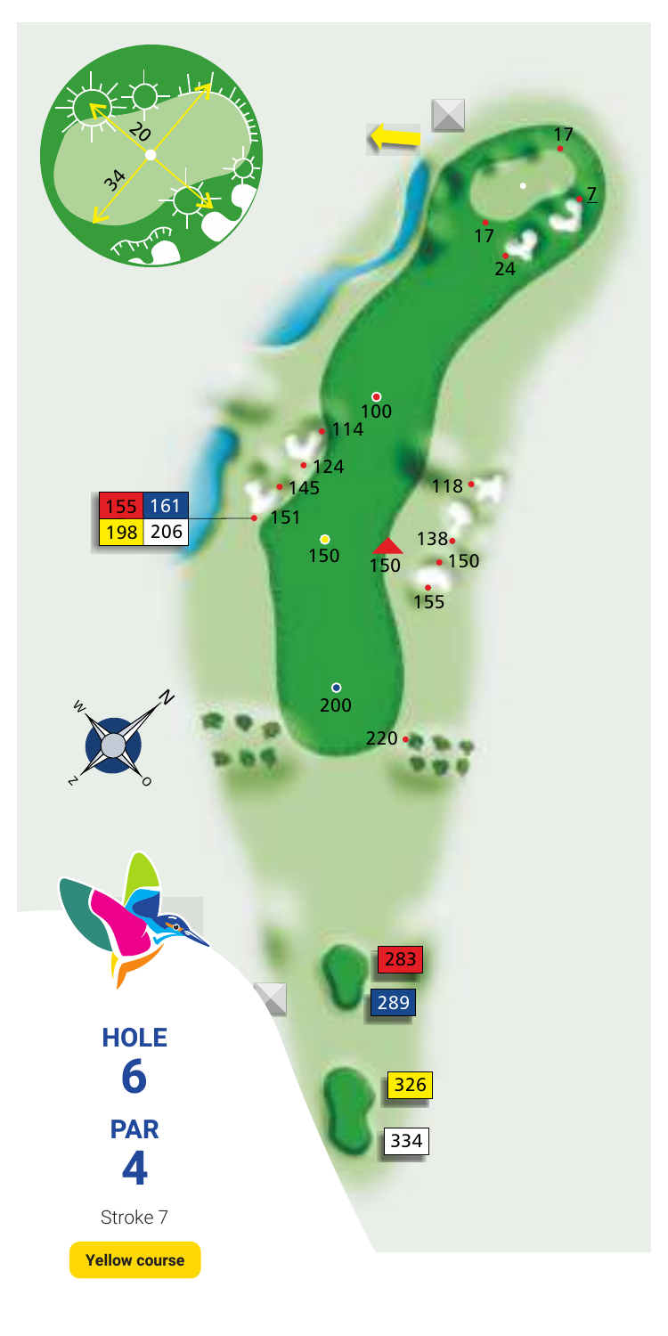# HOLE 6

## PAR 4

Stroke 7

**Yellow course**

| 155 | 161 |
|---|---|
| 198 | 206 |

| Tee | Distance |
|---|---|
| Red | 283 |
| Blue | 289 |
| Yellow | 326 |
| White | 334 |

Green: 20 / 34

Distances: 17, 7, 17, 24, 100, 114, 124, 145, 151, 118, 138, 150, 150, 150, 155, 200, 220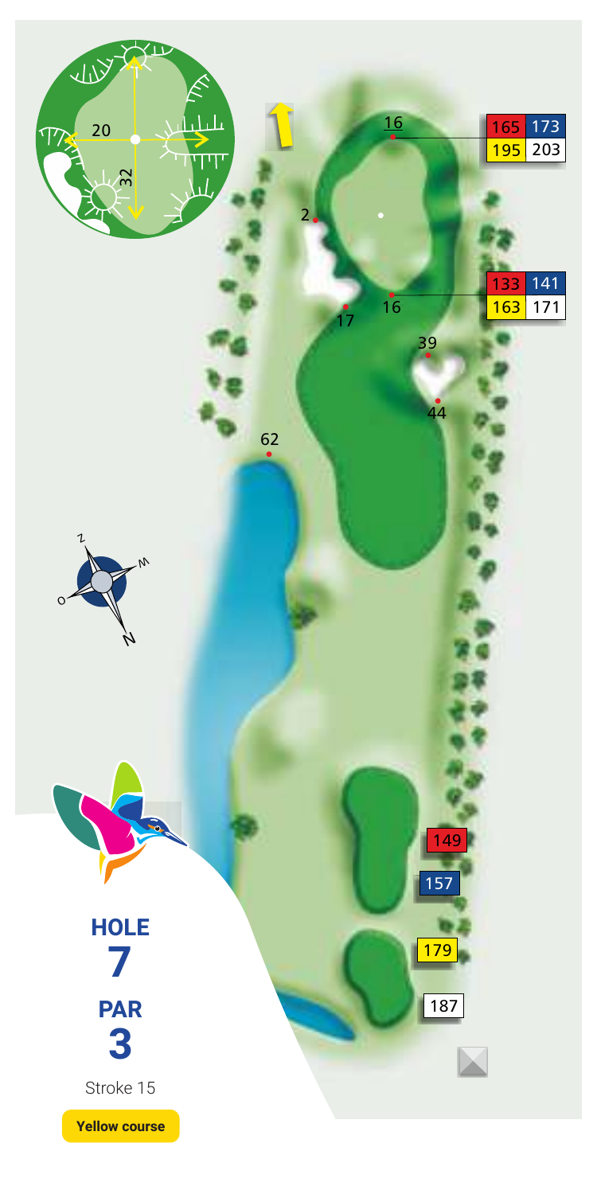# HOLE 7

## PAR 3

Stroke 15

**Yellow course**

| Tee | Red | Blue | Yellow | White |
| --- | --- | --- | --- | --- |
| Tee distance | 149 | 157 | 179 | 187 |
| Front of green | 133 | 141 | 163 | 171 |
| Back of green | 165 | 173 | 195 | 203 |

Green: 20 × 32

62

39

44

17

16

2

16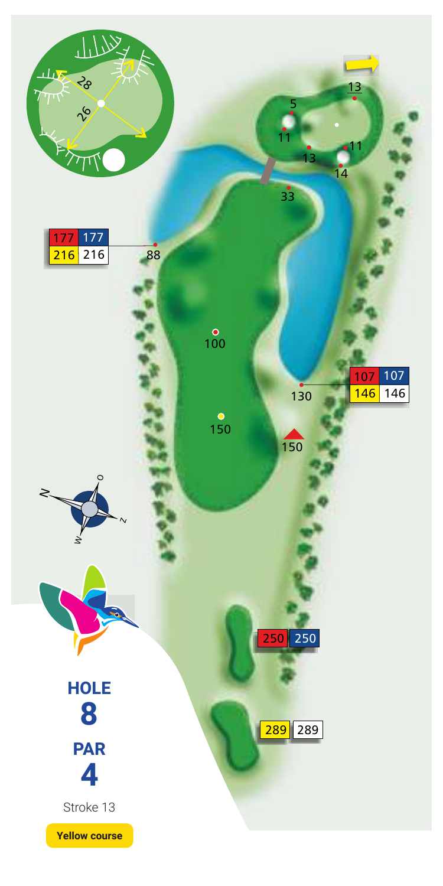# HOLE 8

## PAR 4

Stroke 13

**Yellow course**

| | |
|---|---|
| 289 | 289 |

| | |
|---|---|
| 250 | 250 |

| | |
|---|---|
| 107 | 107 |
| 146 | 146 |

| | |
|---|---|
| 177 | 177 |
| 216 | 216 |

150

150

100

130

88

33

13

14

11

13

5

11

13

28

26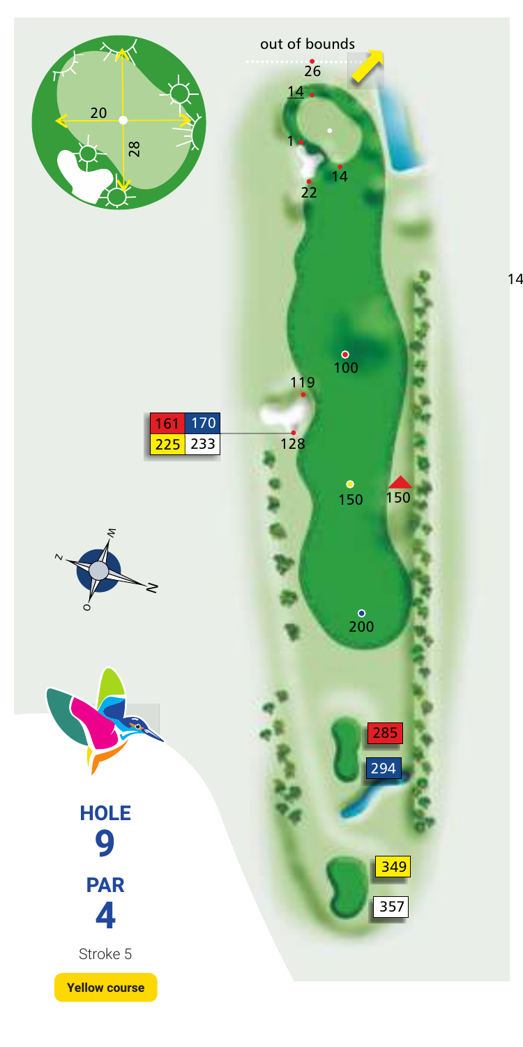out of bounds

26

14

1

14

22

20

28

119

100

| 161 | 170 |
|---|---|
| 225 | 233 |

128

150

150

200

285

294

349

357

14

# HOLE 9

## PAR 4

Stroke 5

**Yellow course**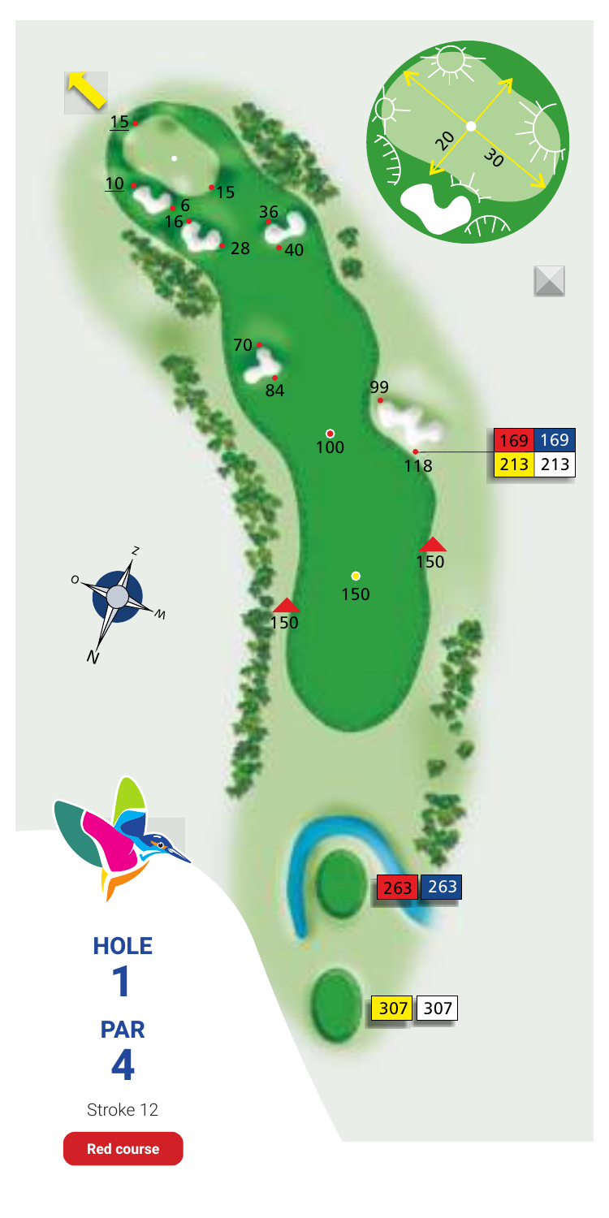# HOLE 1

## PAR 4

Stroke 12

**Red course**

| Red | Blue |
| --- | --- |
| 263 | 263 |

| Yellow | White |
| --- | --- |
| 307 | 307 |

| | |
| --- | --- |
| 169 | 169 |
| 213 | 213 |

15 · 10 · 6 · 16 · 15 · 28 · 36 · 40 · 70 · 84 · 99 · 100 · 118 · 150 · 150 · 150

20 · 30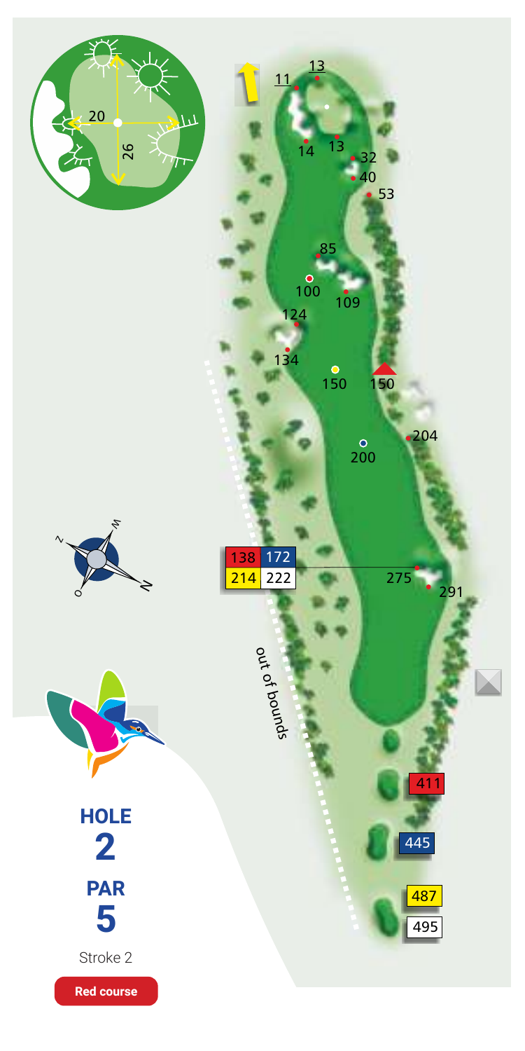# HOLE 2

## PAR 5

Stroke 2

**Red course**

| Tee | Distance |
|---|---|
| Red | 411 |
| Blue | 445 |
| Yellow | 487 |
| White | 495 |

| 138 | 172 |
|---|---|
| 214 | 222 |

out of bounds

Green: 20 × 26

Distances: 11, 13, 14, 13, 32, 40, 53, 85, 100, 109, 124, 134, 150, 150, 200, 204, 275, 291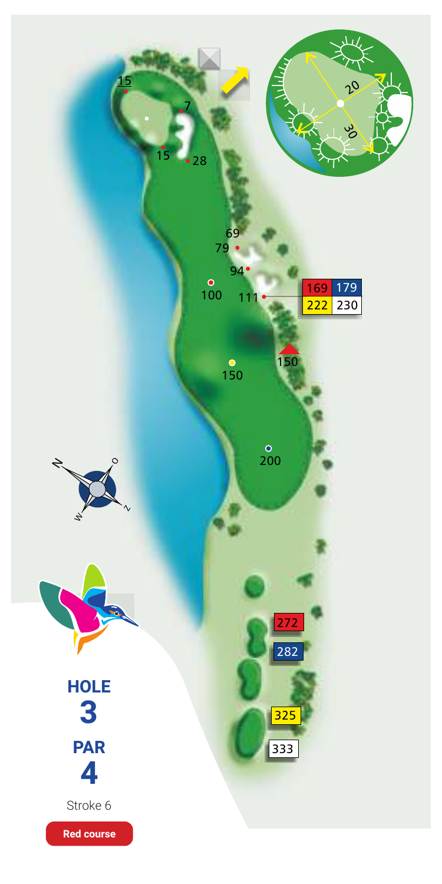# HOLE 3

## PAR 4

Stroke 6

**Red course**

| Red | Blue | Yellow | White |
|---|---|---|---|
| 272 | 282 | 325 | 333 |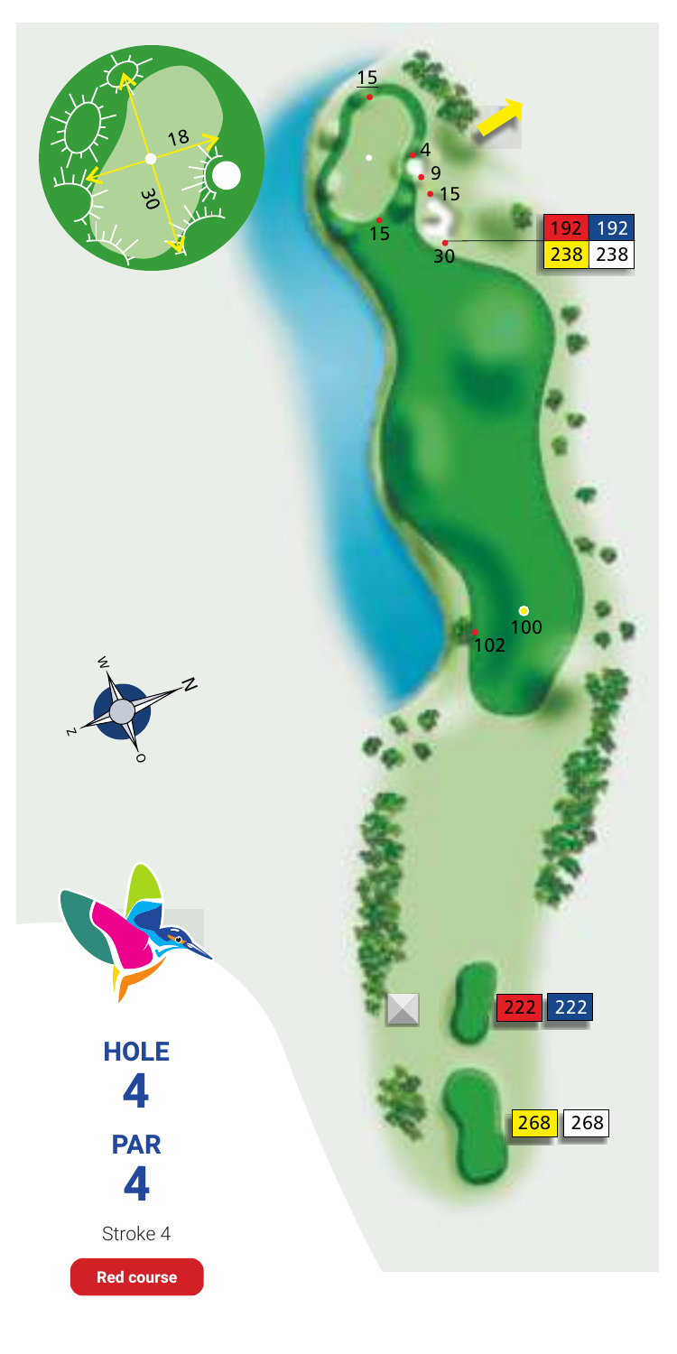**HOLE**
**4**

**PAR**
**4**

Stroke 4

**Red course**

| Tee | Distance |
|---|---|
| Red | 222 |
| Blue | 222 |
| Yellow | 268 |
| White | 268 |

| Tee | Distance |
|---|---|
| Red | 192 |
| Blue | 192 |
| Yellow | 238 |
| White | 238 |

Green: 18 × 30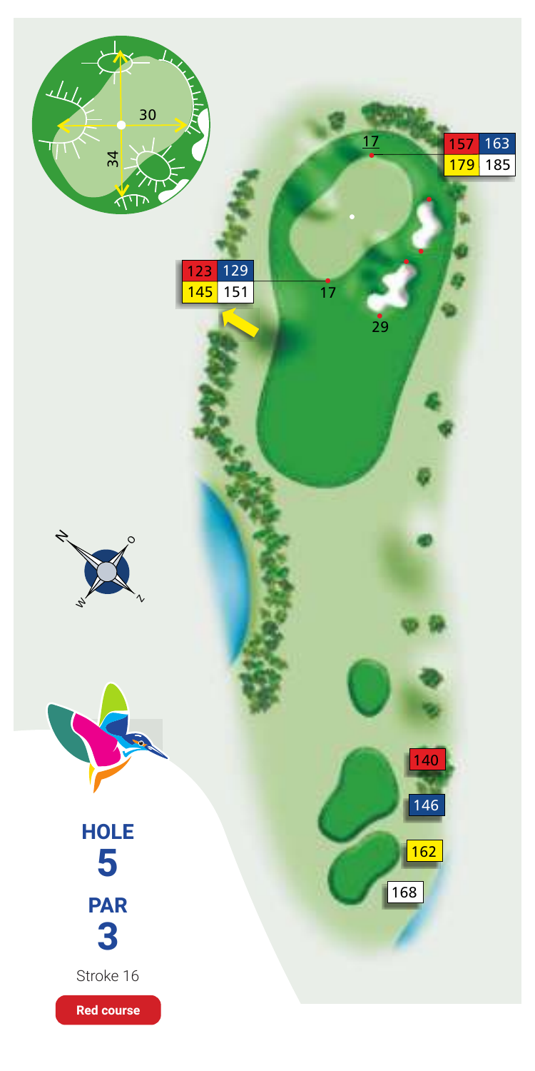# HOLE 5

## PAR 3

Stroke 16

**Red course**

| Red | Blue | Yellow | White |
|---|---|---|---|
| 140 | 146 | 162 | 168 |

Pin distances (front): 123 | 129 | 145 | 151

Pin distances (back): 157 | 163 | 179 | 185

17

17

29

30

34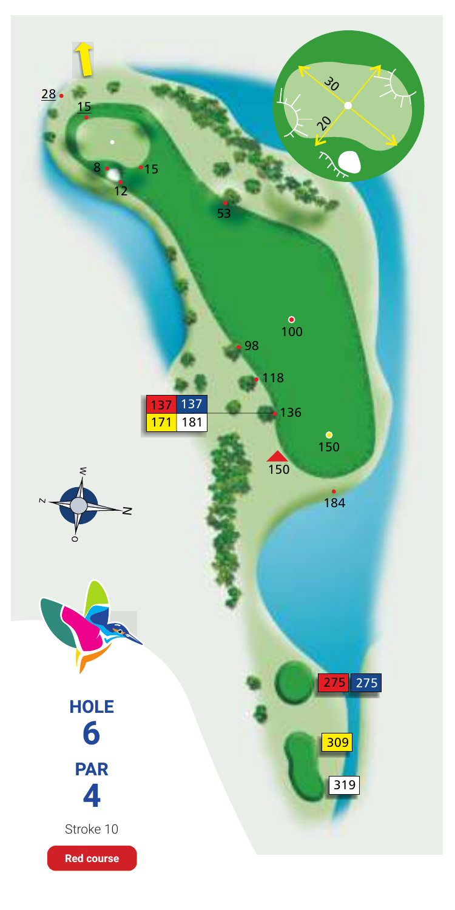# HOLE 6

## PAR 4

Stroke 10

**Red course**

| Red | Blue | Yellow | White |
|---|---|---|---|
| 275 | 275 | 309 | 319 |

| Red | Blue |
|---|---|
| 137 | 137 |
| **Yellow** | **White** |
| 171 | 181 |

28 · 15 · 8 · 15 · 12 · 53 · 100 · 98 · 118 · 136 · 150 · 150 · 184

30 · 20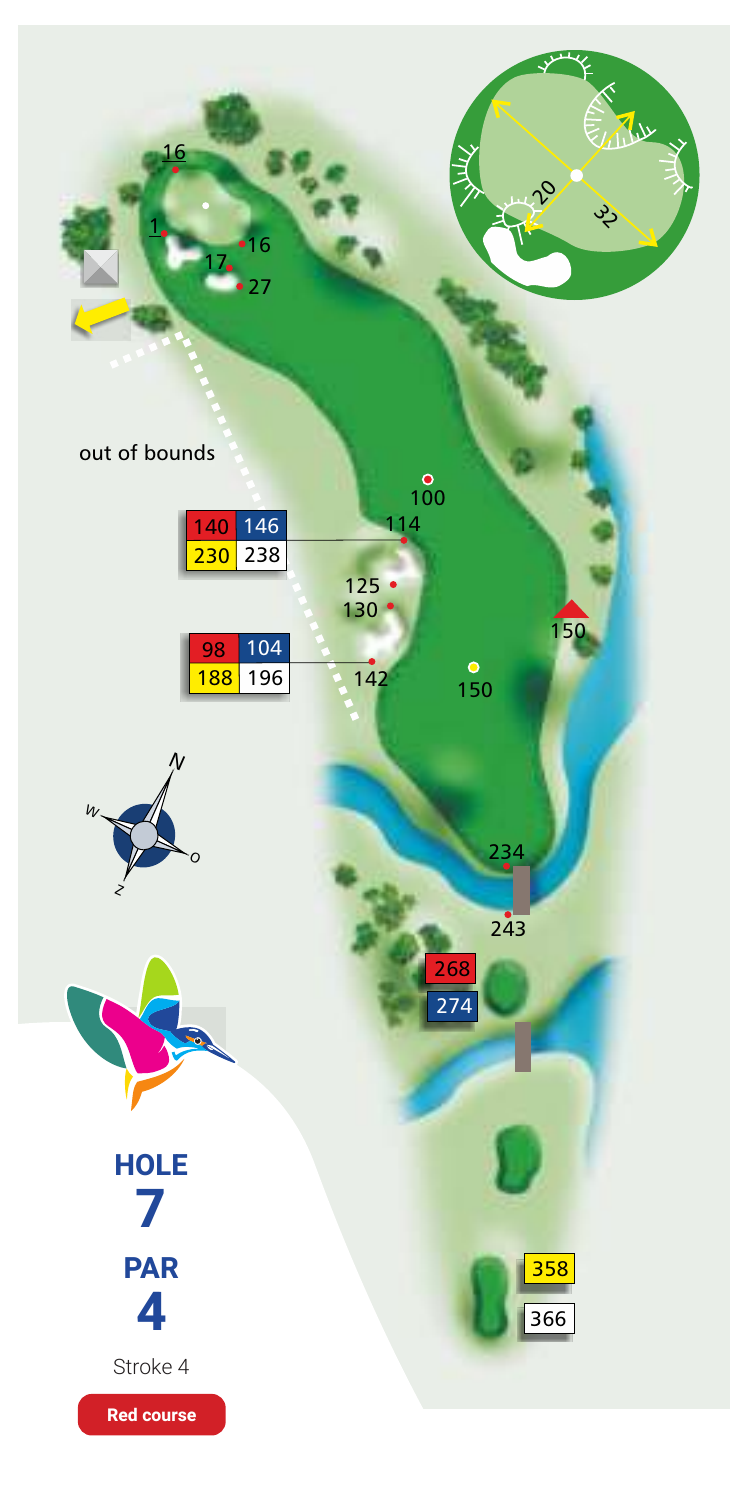# HOLE 7

## PAR 4

Stroke 4

**Red course**

out of bounds

| | |
|---|---|
| 140 | 146 |
| 230 | 238 |

| | |
|---|---|
| 98 | 104 |
| 188 | 196 |

16

1

16

17

27

100

114

125

130

142

150

150

234

243

268

274

358

366

20

32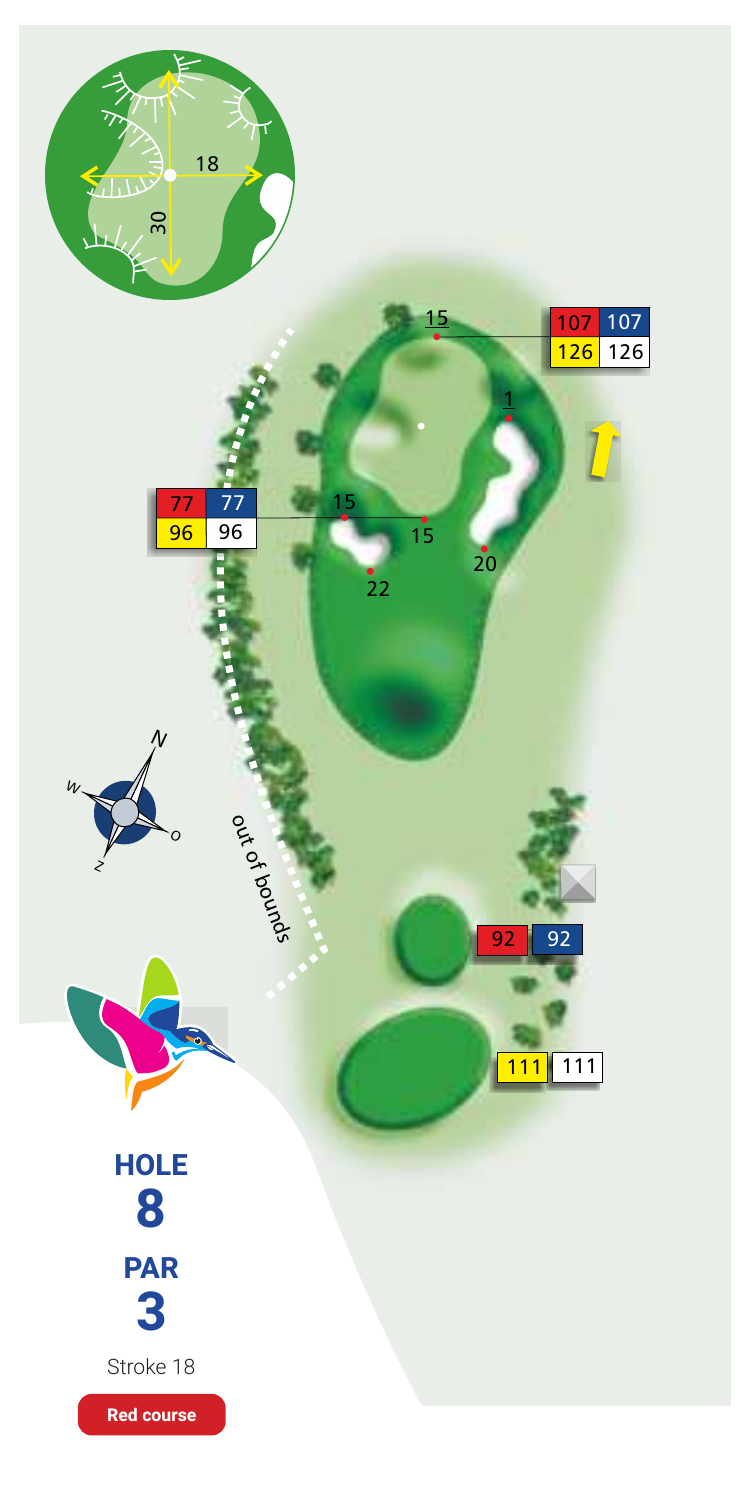# HOLE 8

## PAR 3

Stroke 18

**Red course**

| Marker | Red | Blue | Yellow | White |
|---|---|---|---|---|
| Back of green | 107 | 107 | 126 | 126 |
| Front of green | 77 | 77 | 96 | 96 |
| Tee | 92 | 92 | 111 | 111 |

Green: 18 × 30

out of bounds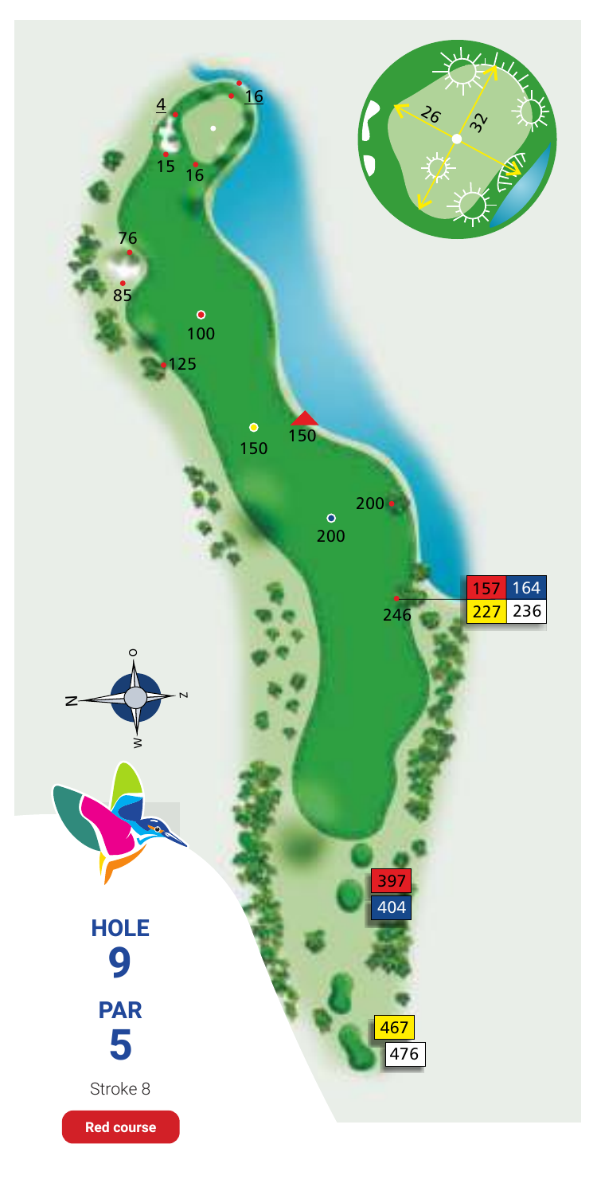**HOLE**
**9**

**PAR**
**5**

Stroke 8

**Red course**

397
404
467
476

157
164
227
236

246
200
200
150
150
125
100
85
76
16
15
4
16

26
32

N
O
Z
W